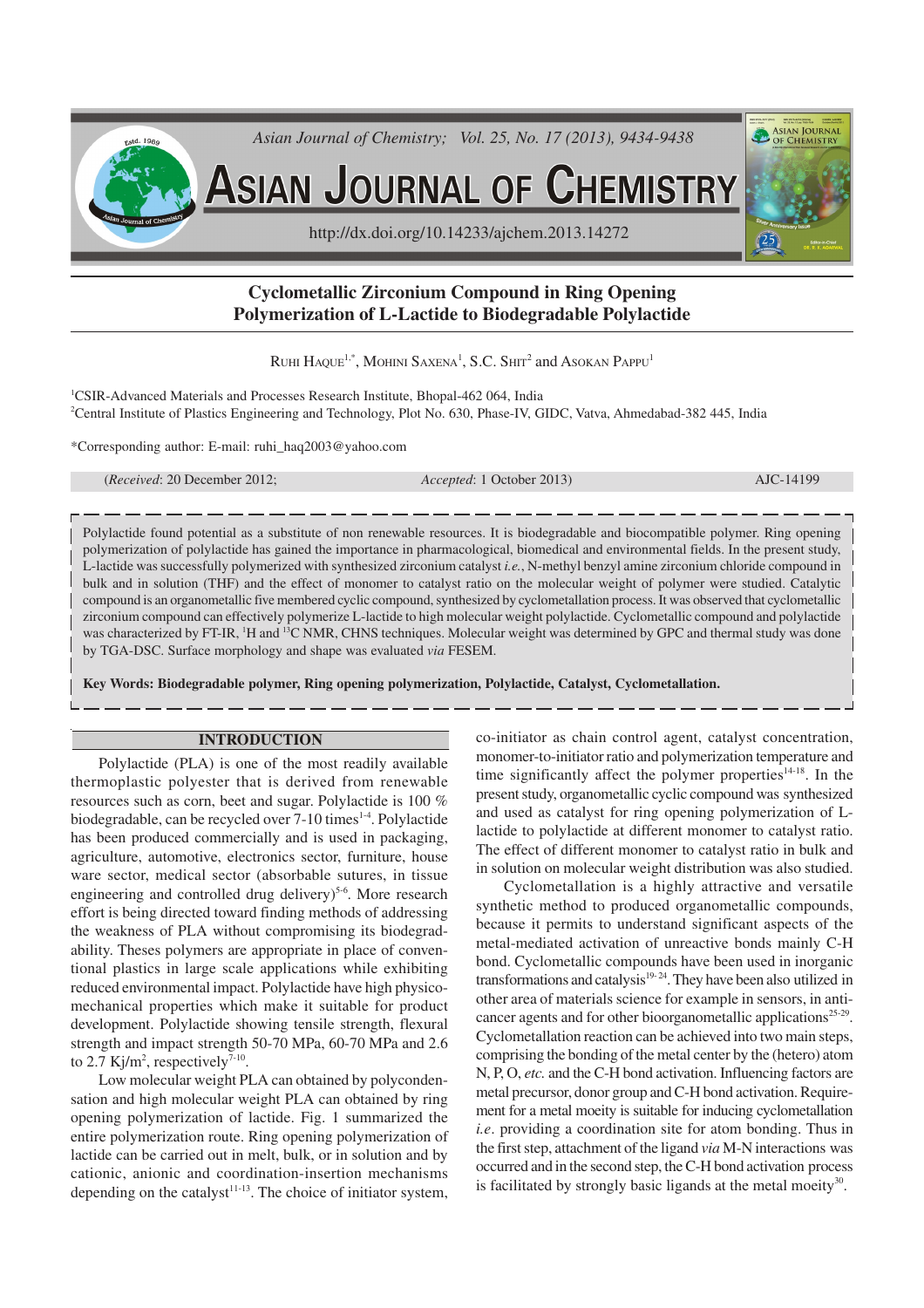# Cyclometallic Zirconium Compound in Ring Opening Polymerization of L-Lactide to Biodegradable Polylactide

Ruhi Haque[1,*], Mohini Saxena[1], S.C. Shit[2] and Asokan Pappu[1]

[1]CSIR-Advanced Materials and Processes Research Institute, Bhopal-462 064, India

[2]Central Institute of Plastics Engineering and Technology, Plot No. 630, Phase-IV, GIDC, Vatva, Ahmedabad-382 445, India

*Corresponding author: E-mail: ruhi_haq2003@yahoo.com

(*Received*: 20 December 2012; *Accepted*: 1 October 2013) AJC-14199

Polylactide found potential as a substitute of non renewable resources. It is biodegradable and biocompatible polymer. Ring opening polymerization of polylactide has gained the importance in pharmacological, biomedical and environmental fields. In the present study, L-lactide was successfully polymerized with synthesized zirconium catalyst *i.e.*, N-methyl benzyl amine zirconium chloride compound in bulk and in solution (THF) and the effect of monomer to catalyst ratio on the molecular weight of polymer were studied. Catalytic compound is an organometallic five membered cyclic compound, synthesized by cyclometallation process. It was observed that cyclometallic zirconium compound can effectively polymerize L-lactide to high molecular weight polylactide. Cyclometallic compound and polylactide was characterized by FT-IR, $^1$H and $^{13}$C NMR, CHNS techniques. Molecular weight was determined by GPC and thermal study was done by TGA-DSC. Surface morphology and shape was evaluated *via* FESEM.

**Key Words: Biodegradable polymer, Ring opening polymerization, Polylactide, Catalyst, Cyclometallation.**

## INTRODUCTION

Polylactide (PLA) is one of the most readily available thermoplastic polyester that is derived from renewable resources such as corn, beet and sugar. Polylactide is 100 % biodegradable, can be recycled over 7-10 times[1-4]. Polylactide has been produced commercially and is used in packaging, agriculture, automotive, electronics sector, furniture, house ware sector, medical sector (absorbable sutures, in tissue engineering and controlled drug delivery)[5-6]. More research effort is being directed toward finding methods of addressing the weakness of PLA without compromising its biodegradability. Theses polymers are appropriate in place of conventional plastics in large scale applications while exhibiting reduced environmental impact. Polylactide have high physico-mechanical properties which make it suitable for product development. Polylactide showing tensile strength, flexural strength and impact strength 50-70 MPa, 60-70 MPa and 2.6 to 2.7 Kj/m$^2$, respectively[7-10].

Low molecular weight PLA can obtained by polycondensation and high molecular weight PLA can obtained by ring opening polymerization of lactide. Fig. 1 summarized the entire polymerization route. Ring opening polymerization of lactide can be carried out in melt, bulk, or in solution and by cationic, anionic and coordination-insertion mechanisms depending on the catalyst[11-13]. The choice of initiator system, co-initiator as chain control agent, catalyst concentration, monomer-to-initiator ratio and polymerization temperature and time significantly affect the polymer properties[14-18]. In the present study, organometallic cyclic compound was synthesized and used as catalyst for ring opening polymerization of L-lactide to polylactide at different monomer to catalyst ratio. The effect of different monomer to catalyst ratio in bulk and in solution on molecular weight distribution was also studied.

Cyclometallation is a highly attractive and versatile synthetic method to produced organometallic compounds, because it permits to understand significant aspects of the metal-mediated activation of unreactive bonds mainly C-H bond. Cyclometallic compounds have been used in inorganic transformations and catalysis[19-24]. They have been also utilized in other area of materials science for example in sensors, in anti-cancer agents and for other bioorganometallic applications[25-29]. Cyclometallation reaction can be achieved into two main steps, comprising the bonding of the metal center by the (hetero) atom N, P, O, *etc.* and the C-H bond activation. Influencing factors are metal precursor, donor group and C-H bond activation. Requirement for a metal moeity is suitable for inducing cyclometallation *i.e*. providing a coordination site for atom bonding. Thus in the first step, attachment of the ligand *via* M-N interactions was occurred and in the second step, the C-H bond activation process is facilitated by strongly basic ligands at the metal moeity[30].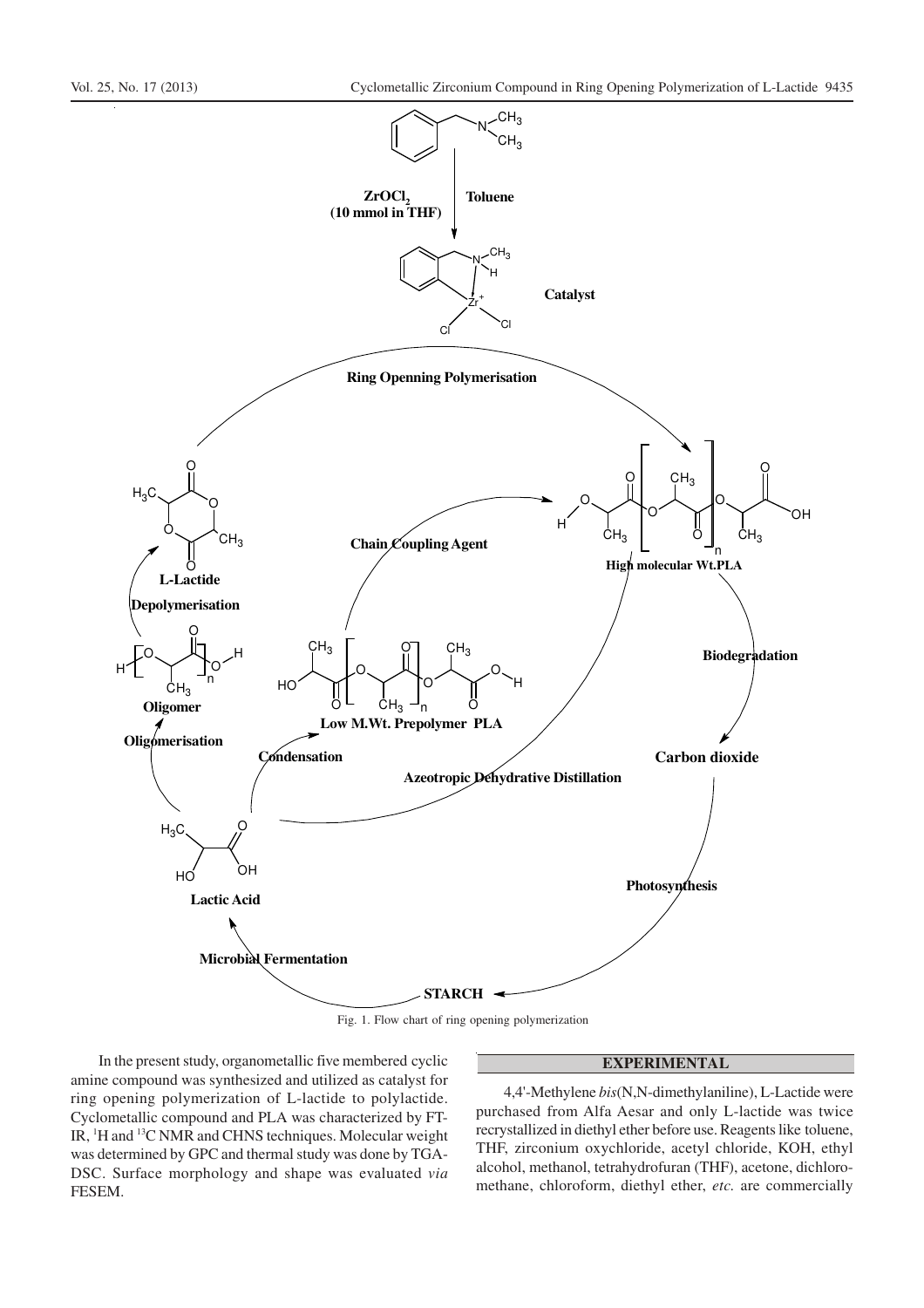ZrOCl$_2$ (10 mmol in THF)

Toluene

Catalyst

Ring Openning Polymerisation

L-Lactide

Depolymerisation

Oligomer

Oligomerisation

Chain Coupling Agent

High molecular Wt.PLA

Low M.Wt. Prepolymer PLA

Biodegradation

Carbon dioxide

Condensation

Azeotropic Dehydrative Distillation

Lactic Acid

Photosynthesis

Microbial Fermentation

STARCH

Fig. 1. Flow chart of ring opening polymerization

In the present study, organometallic five membered cyclic amine compound was synthesized and utilized as catalyst for ring opening polymerization of L-lactide to polylactide. Cyclometallic compound and PLA was characterized by FT-IR, $^{1}$H and $^{13}$C NMR and CHNS techniques. Molecular weight was determined by GPC and thermal study was done by TGA-DSC. Surface morphology and shape was evaluated *via* FESEM.

## EXPERIMENTAL

4,4'-Methylene *bis*(N,N-dimethylaniline), L-Lactide were purchased from Alfa Aesar and only L-lactide was twice recrystallized in diethyl ether before use. Reagents like toluene, THF, zirconium oxychloride, acetyl chloride, KOH, ethyl alcohol, methanol, tetrahydrofuran (THF), acetone, dichloromethane, chloroform, diethyl ether, *etc.* are commercially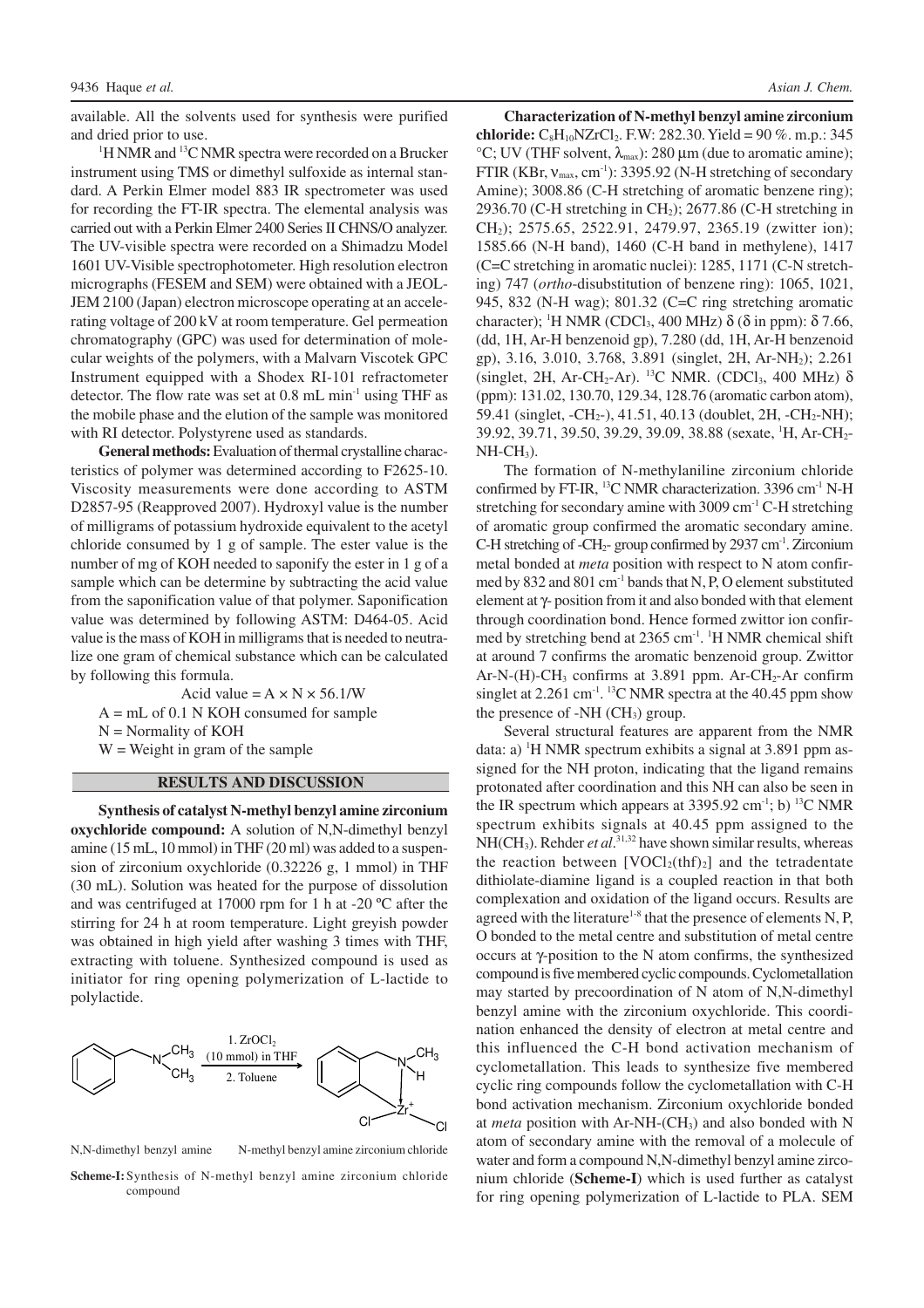available. All the solvents used for synthesis were purified and dried prior to use.

$^1$H NMR and $^{13}$C NMR spectra were recorded on a Brucker instrument using TMS or dimethyl sulfoxide as internal standard. A Perkin Elmer model 883 IR spectrometer was used for recording the FT-IR spectra. The elemental analysis was carried out with a Perkin Elmer 2400 Series II CHNS/O analyzer. The UV-visible spectra were recorded on a Shimadzu Model 1601 UV-Visible spectrophotometer. High resolution electron micrographs (FESEM and SEM) were obtained with a JEOL-JEM 2100 (Japan) electron microscope operating at an accelerating voltage of 200 kV at room temperature. Gel permeation chromatography (GPC) was used for determination of molecular weights of the polymers, with a Malvarn Viscotek GPC Instrument equipped with a Shodex RI-101 refractometer detector. The flow rate was set at 0.8 mL min$^{-1}$ using THF as the mobile phase and the elution of the sample was monitored with RI detector. Polystyrene used as standards.

**General methods:** Evaluation of thermal crystalline characteristics of polymer was determined according to F2625-10. Viscosity measurements were done according to ASTM D2857-95 (Reapproved 2007). Hydroxyl value is the number of milligrams of potassium hydroxide equivalent to the acetyl chloride consumed by 1 g of sample. The ester value is the number of mg of KOH needed to saponify the ester in 1 g of a sample which can be determine by subtracting the acid value from the saponification value of that polymer. Saponification value was determined by following ASTM: D464-05. Acid value is the mass of KOH in milligrams that is needed to neutralize one gram of chemical substance which can be calculated by following this formula.

$$\text{Acid value} = A \times N \times 56.1/W$$

A = mL of 0.1 N KOH consumed for sample
N = Normality of KOH
W = Weight in gram of the sample

## RESULTS AND DISCUSSION

**Synthesis of catalyst N-methyl benzyl amine zirconium oxychloride compound:** A solution of N,N-dimethyl benzyl amine (15 mL, 10 mmol) in THF (20 ml) was added to a suspension of zirconium oxychloride (0.32226 g, 1 mmol) in THF (30 mL). Solution was heated for the purpose of dissolution and was centrifuged at 17000 rpm for 1 h at -20 ºC after the stirring for 24 h at room temperature. Light greyish powder was obtained in high yield after washing 3 times with THF, extracting with toluene. Synthesized compound is used as initiator for ring opening polymerization of L-lactide to polylactide.

1. $ZrOCl_2$ (10 mmol) in THF
2. Toluene

N,N-dimethyl benzyl amine    N-methyl benzyl amine zirconium chloride

**Scheme-I:** Synthesis of N-methyl benzyl amine zirconium chloride compound

**Characterization of N-methyl benzyl amine zirconium chloride:** $C_8H_{10}NZrCl_2$. F.W: 282.30. Yield = 90 %. m.p.: 345 °C; UV (THF solvent, $\lambda_{max}$): 280 µm (due to aromatic amine); FTIR (KBr, $\nu_{max}$, cm$^{-1}$): 3395.92 (N-H stretching of secondary Amine); 3008.86 (C-H stretching of aromatic benzene ring); 2936.70 (C-H stretching in $CH_2$); 2677.86 (C-H stretching in $CH_2$); 2575.65, 2522.91, 2479.97, 2365.19 (zwitter ion); 1585.66 (N-H band), 1460 (C-H band in methylene), 1417 (C=C stretching in aromatic nuclei): 1285, 1171 (C-N stretching) 747 (*ortho*-disubstitution of benzene ring): 1065, 1021, 945, 832 (N-H wag); 801.32 (C=C ring stretching aromatic character); $^1$H NMR ($CDCl_3$, 400 MHz) δ (δ in ppm): δ 7.66, (dd, 1H, Ar-H benzenoid gp), 7.280 (dd, 1H, Ar-H benzenoid gp), 3.16, 3.010, 3.768, 3.891 (singlet, 2H, Ar-$NH_2$); 2.261 (singlet, 2H, Ar-$CH_2$-Ar). $^{13}$C NMR. ($CDCl_3$, 400 MHz) δ (ppm): 131.02, 130.70, 129.34, 128.76 (aromatic carbon atom), 59.41 (singlet, -$CH_2$-), 41.51, 40.13 (doublet, 2H, -$CH_2$-NH); 39.92, 39.71, 39.50, 39.29, 39.09, 38.88 (sexate, $^1$H, Ar-$CH_2$-NH-$CH_3$).

The formation of N-methylaniline zirconium chloride confirmed by FT-IR, $^{13}$C NMR characterization. 3396 cm$^{-1}$ N-H stretching for secondary amine with 3009 cm$^{-1}$ C-H stretching of aromatic group confirmed the aromatic secondary amine. C-H stretching of -$CH_2$- group confirmed by 2937 cm$^{-1}$. Zirconium metal bonded at *meta* position with respect to N atom confirmed by 832 and 801 cm$^{-1}$ bands that N, P, O element substituted element at γ- position from it and also bonded with that element through coordination bond. Hence formed zwittor ion confirmed by stretching bend at 2365 cm$^{-1}$. $^1$H NMR chemical shift at around 7 confirms the aromatic benzenoid group. Zwittor Ar-N-(H)-$CH_3$ confirms at 3.891 ppm. Ar-$CH_2$-Ar confirm singlet at 2.261 cm$^{-1}$. $^{13}$C NMR spectra at the 40.45 ppm show the presence of -NH ($CH_3$) group.

Several structural features are apparent from the NMR data: a) $^1$H NMR spectrum exhibits a signal at 3.891 ppm assigned for the NH proton, indicating that the ligand remains protonated after coordination and this NH can also be seen in the IR spectrum which appears at 3395.92 cm$^{-1}$; b) $^{13}$C NMR spectrum exhibits signals at 40.45 ppm assigned to the NH($CH_3$). Rehder *et al.*[31,32] have shown similar results, whereas the reaction between [$VOCl_2(thf)_2$] and the tetradentate dithiolate-diamine ligand is a coupled reaction in that both complexation and oxidation of the ligand occurs. Results are agreed with the literature[1-8] that the presence of elements N, P, O bonded to the metal centre and substitution of metal centre occurs at γ-position to the N atom confirms, the synthesized compound is five membered cyclic compounds. Cyclometallation may started by precoordination of N atom of N,N-dimethyl benzyl amine with the zirconium oxychloride. This coordination enhanced the density of electron at metal centre and this influenced the C-H bond activation mechanism of cyclometallation. This leads to synthesize five membered cyclic ring compounds follow the cyclometallation with C-H bond activation mechanism. Zirconium oxychloride bonded at *meta* position with Ar-NH-($CH_3$) and also bonded with N atom of secondary amine with the removal of a molecule of water and form a compound N,N-dimethyl benzyl amine zirconium chloride (**Scheme-I**) which is used further as catalyst for ring opening polymerization of L-lactide to PLA. SEM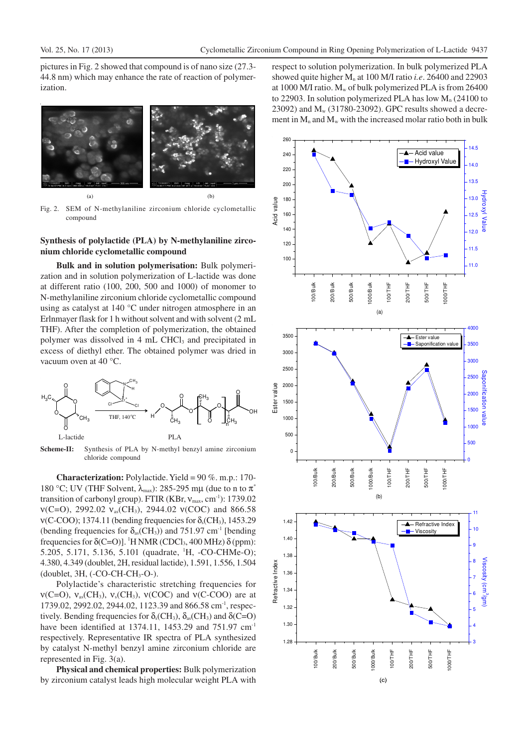pictures in Fig. 2 showed that compound is of nano size (27.3-44.8 nm) which may enhance the rate of reaction of polymerization.

(a) (b)

Fig. 2. SEM of N-methylaniline zirconium chloride cyclometallic compound

### Synthesis of polylactide (PLA) by N-methylaniline zirconium chloride cyclometallic compound

**Bulk and in solution polymerisation:** Bulk polymerization and in solution polymerization of L-lactide was done at different ratio (100, 200, 500 and 1000) of monomer to N-methylaniline zirconium chloride cyclometallic compound using as catalyst at 140 °C under nitrogen atmosphere in an Erlnmayer flask for 1 h without solvent and with solvent (2 mL THF). After the completion of polymerization, the obtained polymer was dissolved in 4 mL $CHCl_3$ and precipitated in excess of diethyl ether. The obtained polymer was dried in vacuum oven at 40 °C.

L-lactide

THF, 140 °C

PLA

**Scheme-II:** Synthesis of PLA by N-methyl benzyl amine zirconium chloride compound

**Characterization:** Polylactide. Yield = 90 %. m.p.: 170-180 °C; UV (THF Solvent, $\lambda_{max}$): 285-295 mμ (due to n to $\pi^*$ transition of carbonyl group). FTIR (KBr, $\nu_{max}$, $cm^{-1}$): 1739.02 ν(C=O), 2992.02 $\nu_{as}(CH_3)$, 2944.02 ν(COC) and 866.58 ν(C-COO); 1374.11 (bending frequencies for $\delta_s(CH_3)$, 1453.29 (bending frequencies for $\delta_{as}(CH_3)$) and 751.97 $cm^{-1}$ [bending frequencies for δ(C=O)]. $^1H$ NMR ($CDCl_3$, 400 MHz) δ (ppm): 5.205, 5.171, 5.136, 5.101 (quadrate, $^1H$, -CO-CHMe-O); 4.380, 4.349 (doublet, 2H, residual lactide), 1.591, 1.556, 1.504 (doublet, 3H, (-CO-CH-$CH_3$-O-).

Polylactide's characteristic stretching frequencies for ν(C=O), $\nu_{as}(CH_3)$, $\nu_s(CH_3)$, ν(COC) and ν(C-COO) are at 1739.02, 2992.02, 2944.02, 1123.39 and 866.58 $cm^{-1}$, respectively. Bending frequencies for $\delta_s(CH_3)$, $\delta_{as}(CH_3)$ and δ(C=O) have been identified at 1374.11, 1453.29 and 751.97 $cm^{-1}$ respectively. Representative IR spectra of PLA synthesized by catalyst N-methyl benzyl amine zirconium chloride are represented in Fig. 3(a).

**Physical and chemical properties:** Bulk polymerization by zirconium catalyst leads high molecular weight PLA with respect to solution polymerization. In bulk polymerized PLA showed quite higher $M_n$ at 100 M/I ratio *i.e*. 26400 and 22903 at 1000 M/I ratio. $M_w$ of bulk polymerized PLA is from 26400 to 22903. In solution polymerized PLA has low $M_n$ (24100 to 23092) and $M_w$ (31780-23092). GPC results showed a decrement in $M_n$ and $M_w$ with the increased molar ratio both in bulk

Acid value
Hydroxyl Value
100/Bulk 200/Bulk 500/Bulk 1000/Bulk 100/THF 200/THF 500/THF 1000/THF
(a)

Ester value
Saponification value
100/Bulk 200/Bulk 500/Bulk 1000/Bulk 100/THF 200/THF 500/THF 1000/THF
(b)

Refractive Index
Viscosity ($cm^3$/gm)
100/Bulk 200/Bulk 500/Bulk 1000/Bulk 100/THF 200/THF 500/THF 1000/THF
(c)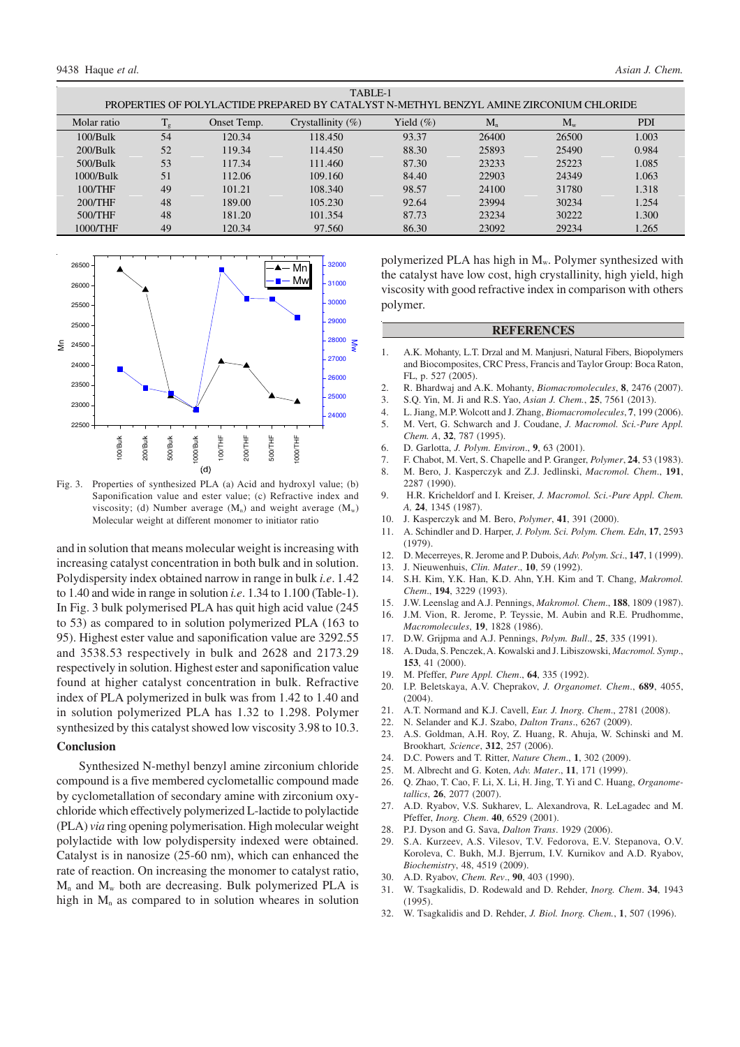TABLE-1
PROPERTIES OF POLYLACTIDE PREPARED BY CATALYST N-METHYL BENZYL AMINE ZIRCONIUM CHLORIDE

| Molar ratio | $T_g$ | Onset Temp. | Crystallinity (%) | Yield (%) | $M_n$ | $M_w$ | PDI |
|---|---|---|---|---|---|---|---|
| 100/Bulk | 54 | 120.34 | 118.450 | 93.37 | 26400 | 26500 | 1.003 |
| 200/Bulk | 52 | 119.34 | 114.450 | 88.30 | 25893 | 25490 | 0.984 |
| 500/Bulk | 53 | 117.34 | 111.460 | 87.30 | 23233 | 25223 | 1.085 |
| 1000/Bulk | 51 | 112.06 | 109.160 | 84.40 | 22903 | 24349 | 1.063 |
| 100/THF | 49 | 101.21 | 108.340 | 98.57 | 24100 | 31780 | 1.318 |
| 200/THF | 48 | 189.00 | 105.230 | 92.64 | 23994 | 30234 | 1.254 |
| 500/THF | 48 | 181.20 | 101.354 | 87.73 | 23234 | 30222 | 1.300 |
| 1000/THF | 49 | 120.34 | 97.560 | 86.30 | 23092 | 29234 | 1.265 |

Mn
Mw
(d)

Fig. 3. Properties of synthesized PLA (a) Acid and hydroxyl value; (b) Saponification value and ester value; (c) Refractive index and viscosity; (d) Number average ($M_n$) and weight average ($M_w$) Molecular weight at different monomer to initiator ratio

and in solution that means molecular weight is increasing with increasing catalyst concentration in both bulk and in solution. Polydispersity index obtained narrow in range in bulk *i.e*. 1.42 to 1.40 and wide in range in solution *i.e*. 1.34 to 1.100 (Table-1). In Fig. 3 bulk polymerised PLA has quit high acid value (245 to 53) as compared to in solution polymerized PLA (163 to 95). Highest ester value and saponification value are 3292.55 and 3538.53 respectively in bulk and 2628 and 2173.29 respectively in solution. Highest ester and saponification value found at higher catalyst concentration in bulk. Refractive index of PLA polymerized in bulk was from 1.42 to 1.40 and in solution polymerized PLA has 1.32 to 1.298. Polymer synthesized by this catalyst showed low viscosity 3.98 to 10.3.

## Conclusion

Synthesized N-methyl benzyl amine zirconium chloride compound is a five membered cyclometallic compound made by cyclometallation of secondary amine with zirconium oxychloride which effectively polymerized L-lactide to polylactide (PLA) *via* ring opening polymerisation. High molecular weight polylactide with low polydispersity indexed were obtained. Catalyst is in nanosize (25-60 nm), which can enhanced the rate of reaction. On increasing the monomer to catalyst ratio, $M_n$ and $M_w$ both are decreasing. Bulk polymerized PLA is high in $M_n$ as compared to in solution wheares in solution polymerized PLA has high in $M_w$. Polymer synthesized with the catalyst have low cost, high crystallinity, high yield, high viscosity with good refractive index in comparison with others polymer.

## REFERENCES

1. A.K. Mohanty, L.T. Drzal and M. Manjusri, Natural Fibers, Biopolymers and Biocomposites, CRC Press, Francis and Taylor Group: Boca Raton, FL, p. 527 (2005).
2. R. Bhardwaj and A.K. Mohanty, *Biomacromolecules*, **8**, 2476 (2007).
3. S.Q. Yin, M. Ji and R.S. Yao, *Asian J. Chem.*, **25**, 7561 (2013).
4. L. Jiang, M.P. Wolcott and J. Zhang, *Biomacromolecules*, **7**, 199 (2006).
5. M. Vert, G. Schwarch and J. Coudane, *J. Macromol. Sci.-Pure Appl. Chem. A*, **32**, 787 (1995).
6. D. Garlotta, *J. Polym. Environ*., **9**, 63 (2001).
7. F. Chabot, M. Vert, S. Chapelle and P. Granger, *Polymer*, **24**, 53 (1983).
8. M. Bero, J. Kasperczyk and Z.J. Jedlinski, *Macromol. Chem*., **191**, 2287 (1990).
9. H.R. Kricheldorf and I. Kreiser, *J. Macromol. Sci.-Pure Appl. Chem. A*, **24**, 1345 (1987).
10. J. Kasperczyk and M. Bero, *Polymer*, **41**, 391 (2000).
11. A. Schindler and D. Harper, *J. Polym. Sci. Polym. Chem. Edn*, **17**, 2593 (1979).
12. D. Mecerreyes, R. Jerome and P. Dubois, *Adv. Polym. Sci*., **147**, 1 (1999).
13. J. Nieuwenhuis, *Clin. Mater*., **10**, 59 (1992).
14. S.H. Kim, Y.K. Han, K.D. Ahn, Y.H. Kim and T. Chang, *Makromol. Chem*., **194**, 3229 (1993).
15. J.W. Leenslag and A.J. Pennings, *Makromol. Chem*., **188**, 1809 (1987).
16. J.M. Vion, R. Jerome, P. Teyssie, M. Aubin and R.E. Prudhomme, *Macromolecules*, **19**, 1828 (1986).
17. D.W. Grijpma and A.J. Pennings, *Polym. Bull*., **25**, 335 (1991).
18. A. Duda, S. Penczek, A. Kowalski and J. Libiszowski, *Macromol. Symp*., **153**, 41 (2000).
19. M. Pfeffer, *Pure Appl. Chem*., **64**, 335 (1992).
20. I.P. Beletskaya, A.V. Cheprakov, *J. Organomet. Chem*., **689**, 4055, (2004).
21. A.T. Normand and K.J. Cavell, *Eur. J. Inorg. Chem*., 2781 (2008).
22. N. Selander and K.J. Szabo, *Dalton Trans*., 6267 (2009).
23. A.S. Goldman, A.H. Roy, Z. Huang, R. Ahuja, W. Schinski and M. Brookhart, *Science*, **312**, 257 (2006).
24. D.C. Powers and T. Ritter, *Nature Chem*., **1**, 302 (2009).
25. M. Albrecht and G. Koten, *Adv. Mater*., **11**, 171 (1999).
26. Q. Zhao, T. Cao, F. Li, X. Li, H. Jing, T. Yi and C. Huang, *Organometallics*, **26**, 2077 (2007).
27. A.D. Ryabov, V.S. Sukharev, L. Alexandrova, R. LeLagadec and M. Pfeffer, *Inorg. Chem*. **40**, 6529 (2001).
28. P.J. Dyson and G. Sava, *Dalton Trans*. 1929 (2006).
29. S.A. Kurzeev, A.S. Vilesov, T.V. Fedorova, E.V. Stepanova, O.V. Koroleva, C. Bukh, M.J. Bjerrum, I.V. Kurnikov and A.D. Ryabov, *Biochemistry*, 48, 4519 (2009).
30. A.D. Ryabov, *Chem. Rev*., **90**, 403 (1990).
31. W. Tsagkalidis, D. Rodewald and D. Rehder, *Inorg. Chem*. **34**, 1943 (1995).
32. W. Tsagkalidis and D. Rehder, *J. Biol. Inorg. Chem.*, **1**, 507 (1996).